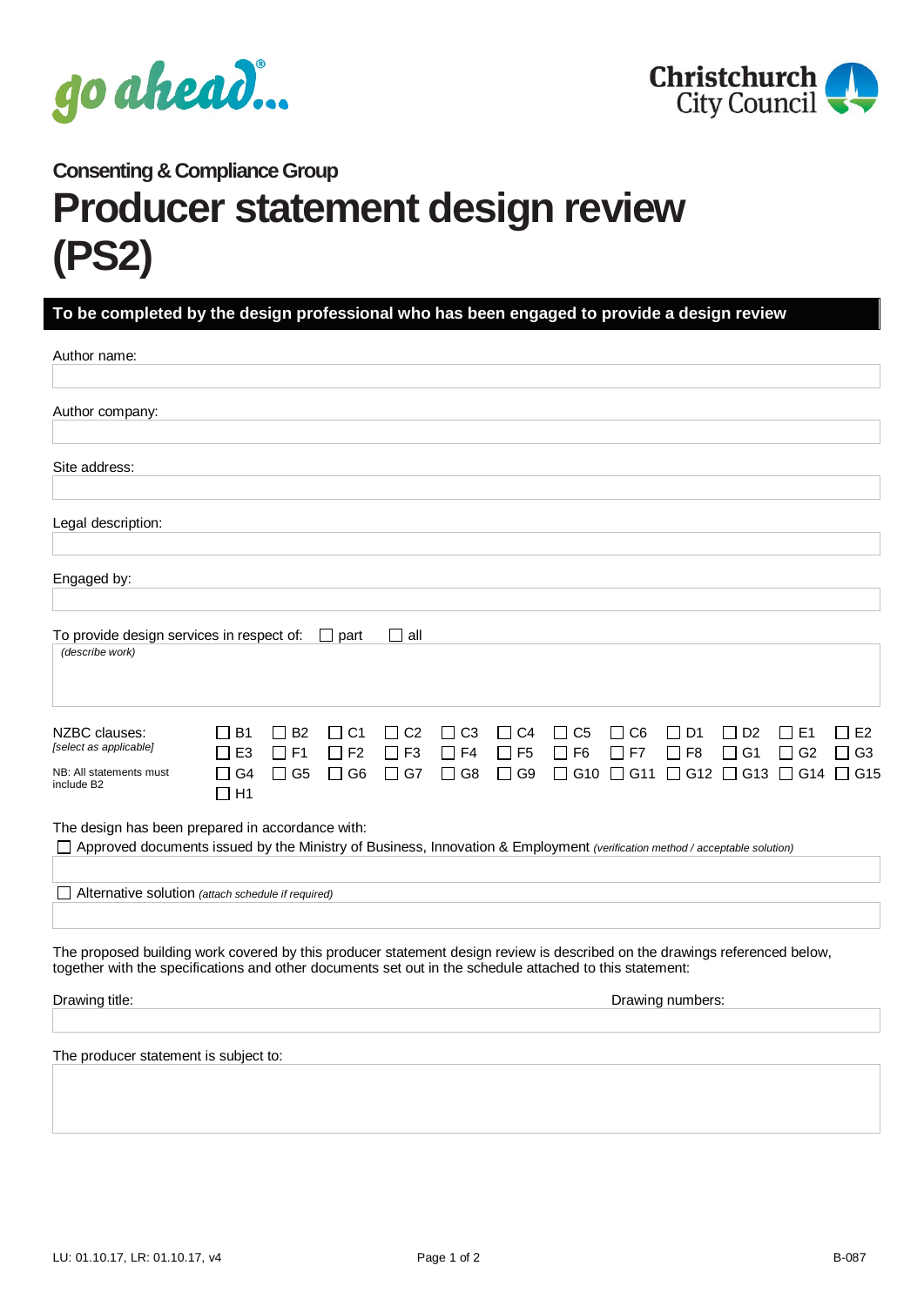go ahead...

Christchurch City Council

## Consenting & Compliance Group

# Producer statement design review (PS2)

**To be completed by the design professional who has been engaged to provide a design review**

Author name:

Author company:

Site address:

Legal description:

Engaged by:

To provide design services in respect of: ☐ part ☐ all

*(describe work)*

NZBC clauses:
*[select as applicable]*

NB: All statements must include B2

☐ B1 ☐ B2 ☐ C1 ☐ C2 ☐ C3 ☐ C4 ☐ C5 ☐ C6 ☐ D1 ☐ D2 ☐ E1 ☐ E2
☐ E3 ☐ F1 ☐ F2 ☐ F3 ☐ F4 ☐ F5 ☐ F6 ☐ F7 ☐ F8 ☐ G1 ☐ G2 ☐ G3
☐ G4 ☐ G5 ☐ G6 ☐ G7 ☐ G8 ☐ G9 ☐ G10 ☐ G11 ☐ G12 ☐ G13 ☐ G14 ☐ G15
☐ H1

The design has been prepared in accordance with:

☐ Approved documents issued by the Ministry of Business, Innovation & Employment *(verification method / acceptable solution)*

☐ Alternative solution *(attach schedule if required)*

The proposed building work covered by this producer statement design review is described on the drawings referenced below, together with the specifications and other documents set out in the schedule attached to this statement:

Drawing title: Drawing numbers:

The producer statement is subject to:

LU: 01.10.17, LR: 01.10.17, v4 B-087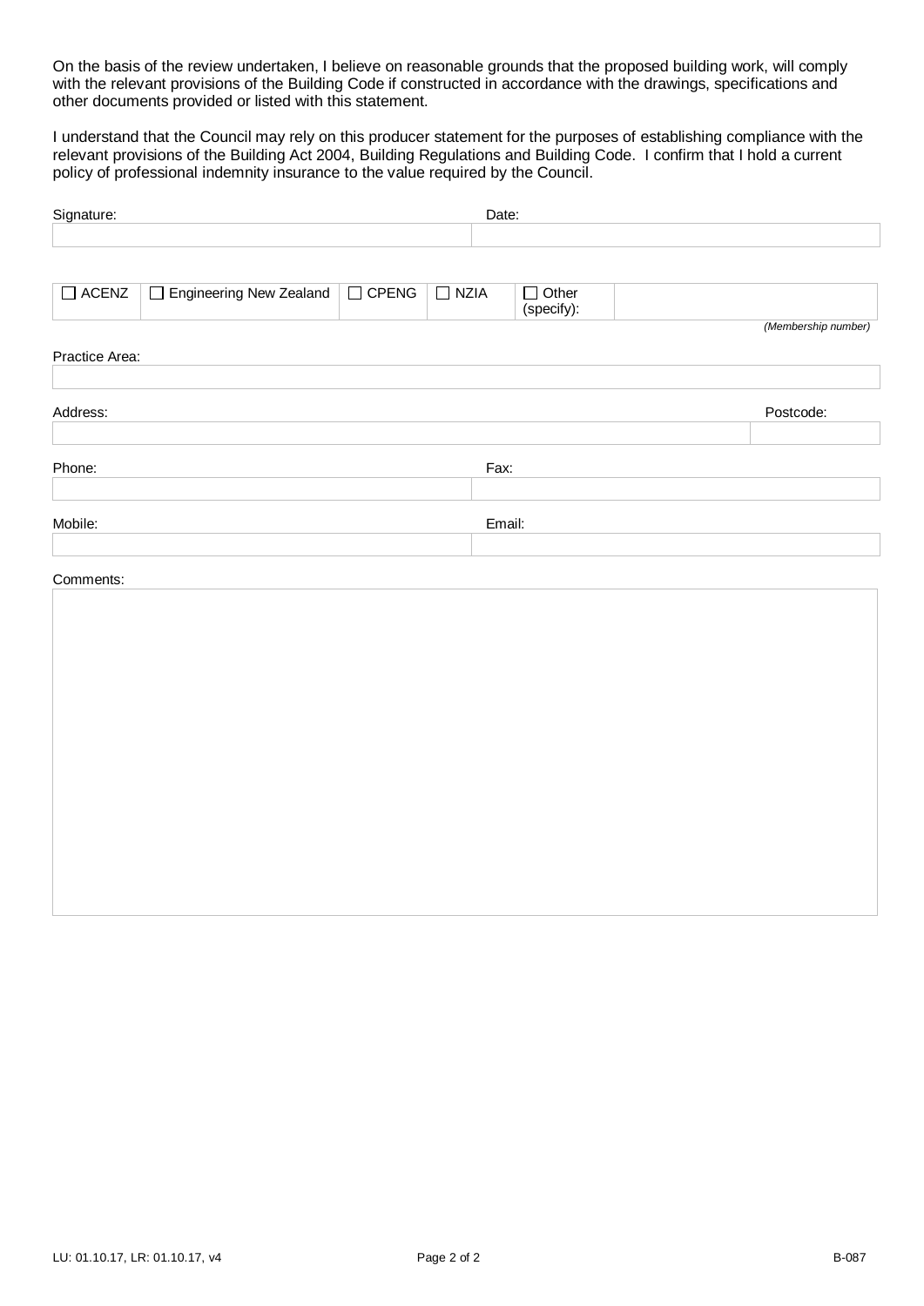On the basis of the review undertaken, I believe on reasonable grounds that the proposed building work, will comply with the relevant provisions of the Building Code if constructed in accordance with the drawings, specifications and other documents provided or listed with this statement.

I understand that the Council may rely on this producer statement for the purposes of establishing compliance with the relevant provisions of the Building Act 2004, Building Regulations and Building Code. I confirm that I hold a current policy of professional indemnity insurance to the value required by the Council.

| Signature: | Date: |
| --- | --- |
| | |

| ☐ ACENZ | ☐ Engineering New Zealand | ☐ CPENG | ☐ NZIA | ☐ Other (specify): | |
| --- | --- | --- | --- | --- | --- |

*(Membership number)*

| Practice Area: |
| --- |
| |

| Address: | Postcode: |
| --- | --- |
| | |

| Phone: | Fax: |
| --- | --- |
| | |

| Mobile: | Email: |
| --- | --- |
| | |

| Comments: |
| --- |
| |

LU: 01.10.17, LR: 01.10.17, v4

B-087